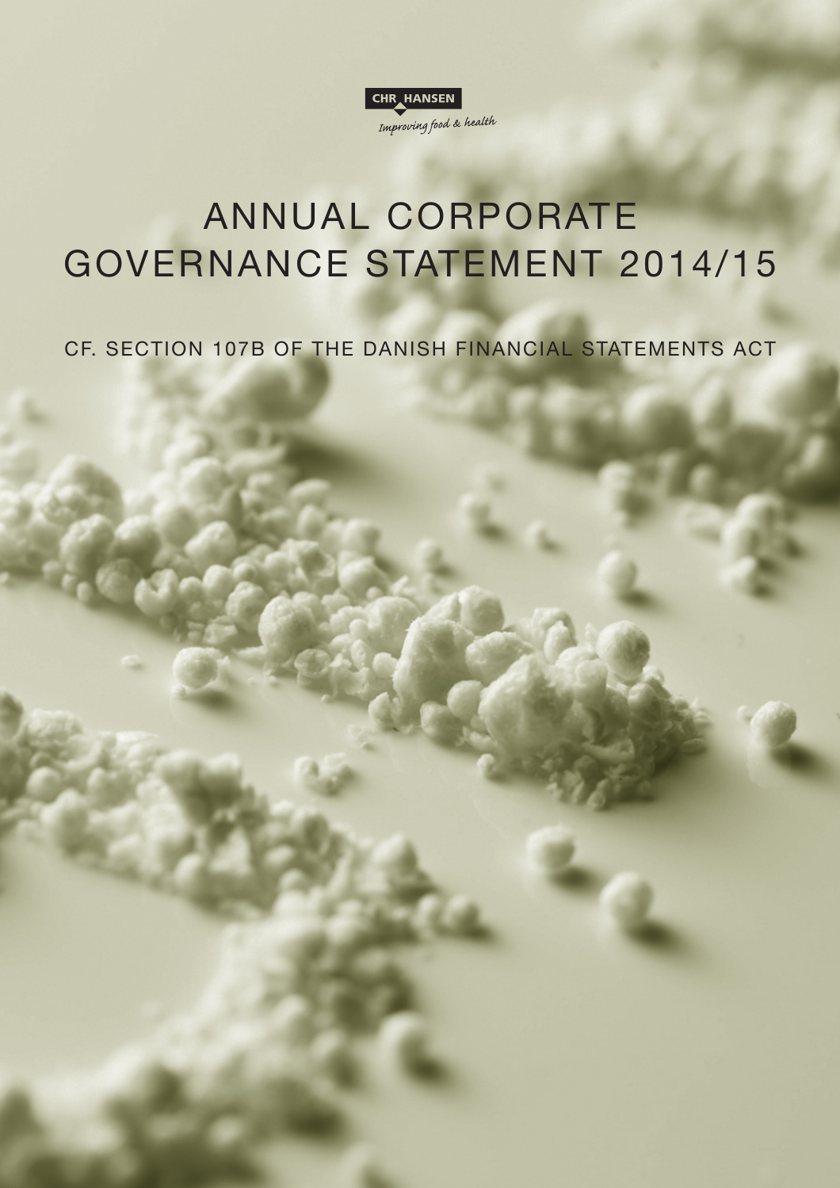CHR HANSEN

*Improving food & health*

# ANNUAL CORPORATE GOVERNANCE STATEMENT 2014/15

CF. SECTION 107B OF THE DANISH FINANCIAL STATEMENTS ACT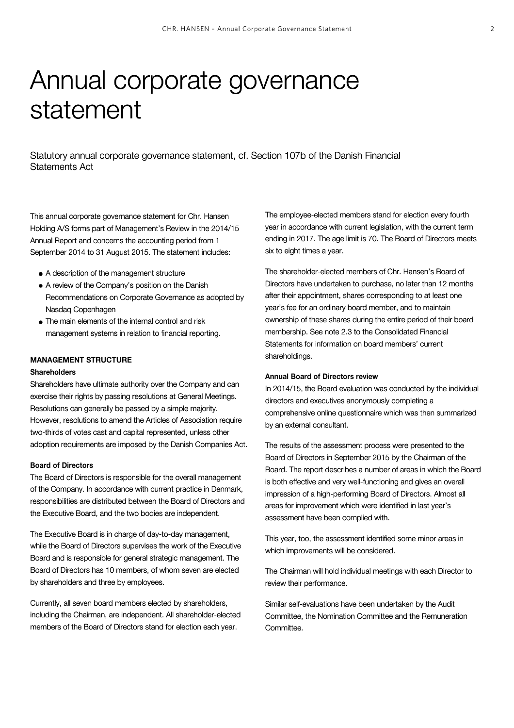# Annual corporate governance statement

Statutory annual corporate governance statement, cf. Section 107b of the Danish Financial Statements Act

This annual corporate governance statement for Chr. Hansen Holding A/S forms part of Management's Review in the 2014/15 Annual Report and concerns the accounting period from 1 September 2014 to 31 August 2015. The statement includes:

- A description of the management structure
- A review of the Company's position on the Danish Recommendations on Corporate Governance as adopted by Nasdaq Copenhagen
- The main elements of the internal control and risk management systems in relation to financial reporting.

## MANAGEMENT STRUCTURE

### Shareholders

Shareholders have ultimate authority over the Company and can exercise their rights by passing resolutions at General Meetings. Resolutions can generally be passed by a simple majority. However, resolutions to amend the Articles of Association require two-thirds of votes cast and capital represented, unless other adoption requirements are imposed by the Danish Companies Act.

### Board of Directors

The Board of Directors is responsible for the overall management of the Company. In accordance with current practice in Denmark, responsibilities are distributed between the Board of Directors and the Executive Board, and the two bodies are independent.

The Executive Board is in charge of day-to-day management, while the Board of Directors supervises the work of the Executive Board and is responsible for general strategic management. The Board of Directors has 10 members, of whom seven are elected by shareholders and three by employees.

Currently, all seven board members elected by shareholders, including the Chairman, are independent. All shareholder-elected members of the Board of Directors stand for election each year.

The employee-elected members stand for election every fourth year in accordance with current legislation, with the current term ending in 2017. The age limit is 70. The Board of Directors meets six to eight times a year.

The shareholder-elected members of Chr. Hansen's Board of Directors have undertaken to purchase, no later than 12 months after their appointment, shares corresponding to at least one year's fee for an ordinary board member, and to maintain ownership of these shares during the entire period of their board membership. See note 2.3 to the Consolidated Financial Statements for information on board members' current shareholdings.

### Annual Board of Directors review

In 2014/15, the Board evaluation was conducted by the individual directors and executives anonymously completing a comprehensive online questionnaire which was then summarized by an external consultant.

The results of the assessment process were presented to the Board of Directors in September 2015 by the Chairman of the Board. The report describes a number of areas in which the Board is both effective and very well-functioning and gives an overall impression of a high-performing Board of Directors. Almost all areas for improvement which were identified in last year's assessment have been complied with.

This year, too, the assessment identified some minor areas in which improvements will be considered.

The Chairman will hold individual meetings with each Director to review their performance.

Similar self-evaluations have been undertaken by the Audit Committee, the Nomination Committee and the Remuneration Committee.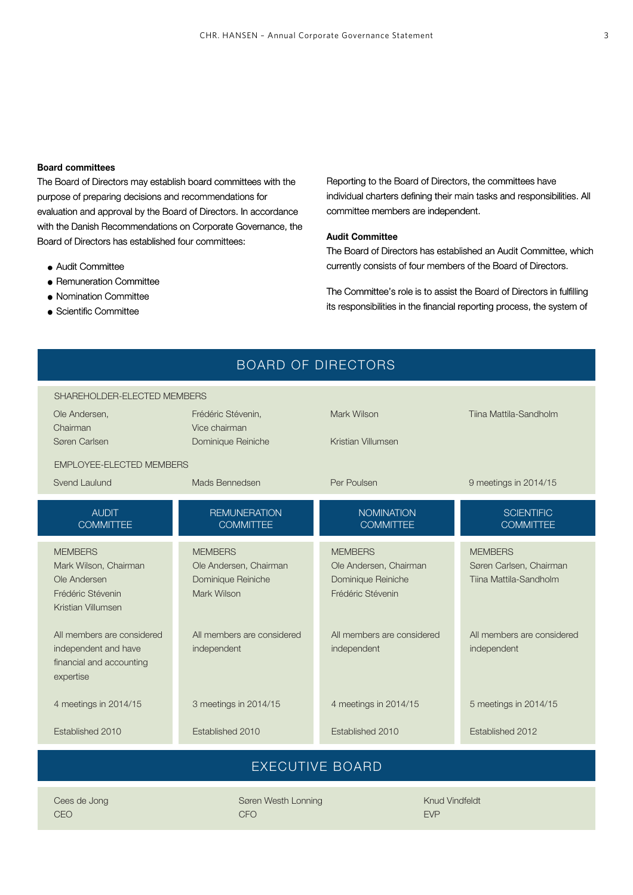### Board committees

The Board of Directors may establish board committees with the purpose of preparing decisions and recommendations for evaluation and approval by the Board of Directors. In accordance with the Danish Recommendations on Corporate Governance, the Board of Directors has established four committees:

- Audit Committee
- Remuneration Committee
- Nomination Committee
- Scientific Committee

Reporting to the Board of Directors, the committees have individual charters defining their main tasks and responsibilities. All committee members are independent.

### Audit Committee

The Board of Directors has established an Audit Committee, which currently consists of four members of the Board of Directors.

The Committee's role is to assist the Board of Directors in fulfilling its responsibilities in the financial reporting process, the system of

## BOARD OF DIRECTORS

SHAREHOLDER-ELECTED MEMBERS

| | | | |
|---|---|---|---|
| Ole Andersen, Chairman | Frédéric Stévenin, Vice chairman | Mark Wilson | Tiina Mattila-Sandholm |
| Søren Carlsen | Dominique Reiniche | Kristian Villumsen | |

EMPLOYEE-ELECTED MEMBERS

| | | | |
|---|---|---|---|
| Svend Laulund | Mads Bennedsen | Per Poulsen | 9 meetings in 2014/15 |

| AUDIT COMMITTEE | REMUNERATION COMMITTEE | NOMINATION COMMITTEE | SCIENTIFIC COMMITTEE |
|---|---|---|---|
| MEMBERS<br>Mark Wilson, Chairman<br>Ole Andersen<br>Frédéric Stévenin<br>Kristian Villumsen | MEMBERS<br>Ole Andersen, Chairman<br>Dominique Reiniche<br>Mark Wilson | MEMBERS<br>Ole Andersen, Chairman<br>Dominique Reiniche<br>Frédéric Stévenin | MEMBERS<br>Søren Carlsen, Chairman<br>Tiina Mattila-Sandholm |
| All members are considered independent and have financial and accounting expertise | All members are considered independent | All members are considered independent | All members are considered independent |
| 4 meetings in 2014/15 | 3 meetings in 2014/15 | 4 meetings in 2014/15 | 5 meetings in 2014/15 |
| Established 2010 | Established 2010 | Established 2010 | Established 2012 |

## EXECUTIVE BOARD

| | | |
|---|---|---|
| Cees de Jong<br>CEO | Søren Westh Lonning<br>CFO | Knud Vindfeldt<br>EVP |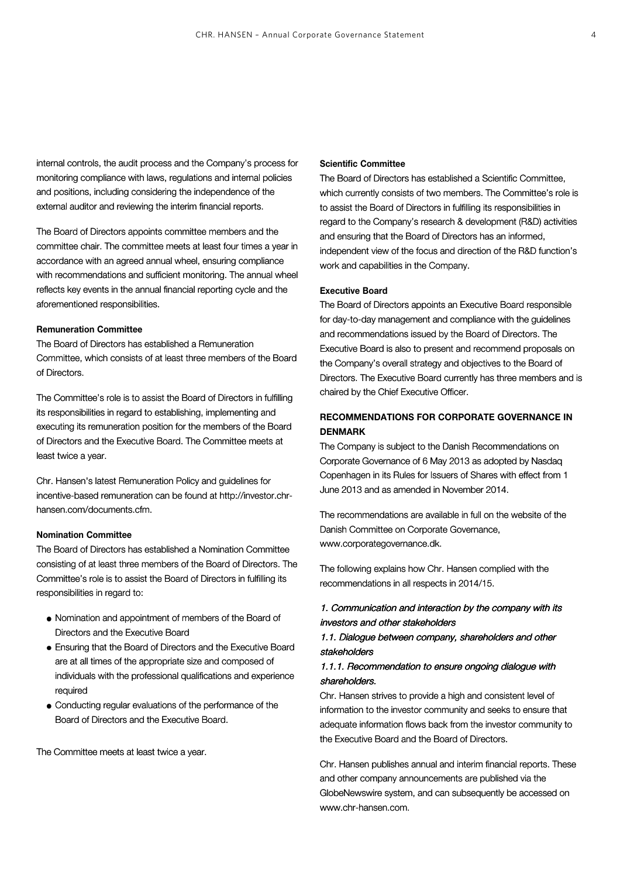internal controls, the audit process and the Company's process for monitoring compliance with laws, regulations and internal policies and positions, including considering the independence of the external auditor and reviewing the interim financial reports.

The Board of Directors appoints committee members and the committee chair. The committee meets at least four times a year in accordance with an agreed annual wheel, ensuring compliance with recommendations and sufficient monitoring. The annual wheel reflects key events in the annual financial reporting cycle and the aforementioned responsibilities.

**Remuneration Committee**

The Board of Directors has established a Remuneration Committee, which consists of at least three members of the Board of Directors.

The Committee's role is to assist the Board of Directors in fulfilling its responsibilities in regard to establishing, implementing and executing its remuneration position for the members of the Board of Directors and the Executive Board. The Committee meets at least twice a year.

Chr. Hansen's latest Remuneration Policy and guidelines for incentive-based remuneration can be found at http://investor.chr-hansen.com/documents.cfm.

**Nomination Committee**

The Board of Directors has established a Nomination Committee consisting of at least three members of the Board of Directors. The Committee's role is to assist the Board of Directors in fulfilling its responsibilities in regard to:

- Nomination and appointment of members of the Board of Directors and the Executive Board
- Ensuring that the Board of Directors and the Executive Board are at all times of the appropriate size and composed of individuals with the professional qualifications and experience required
- Conducting regular evaluations of the performance of the Board of Directors and the Executive Board.

The Committee meets at least twice a year.

**Scientific Committee**

The Board of Directors has established a Scientific Committee, which currently consists of two members. The Committee's role is to assist the Board of Directors in fulfilling its responsibilities in regard to the Company's research & development (R&D) activities and ensuring that the Board of Directors has an informed, independent view of the focus and direction of the R&D function's work and capabilities in the Company.

**Executive Board**

The Board of Directors appoints an Executive Board responsible for day-to-day management and compliance with the guidelines and recommendations issued by the Board of Directors. The Executive Board is also to present and recommend proposals on the Company's overall strategy and objectives to the Board of Directors. The Executive Board currently has three members and is chaired by the Chief Executive Officer.

## RECOMMENDATIONS FOR CORPORATE GOVERNANCE IN DENMARK

The Company is subject to the Danish Recommendations on Corporate Governance of 6 May 2013 as adopted by Nasdaq Copenhagen in its Rules for Issuers of Shares with effect from 1 June 2013 and as amended in November 2014.

The recommendations are available in full on the website of the Danish Committee on Corporate Governance, www.corporategovernance.dk.

The following explains how Chr. Hansen complied with the recommendations in all respects in 2014/15.

*1. Communication and interaction by the company with its investors and other stakeholders*

*1.1. Dialogue between company, shareholders and other stakeholders*

*1.1.1. Recommendation to ensure ongoing dialogue with shareholders.*

Chr. Hansen strives to provide a high and consistent level of information to the investor community and seeks to ensure that adequate information flows back from the investor community to the Executive Board and the Board of Directors.

Chr. Hansen publishes annual and interim financial reports. These and other company announcements are published via the GlobeNewswire system, and can subsequently be accessed on www.chr-hansen.com.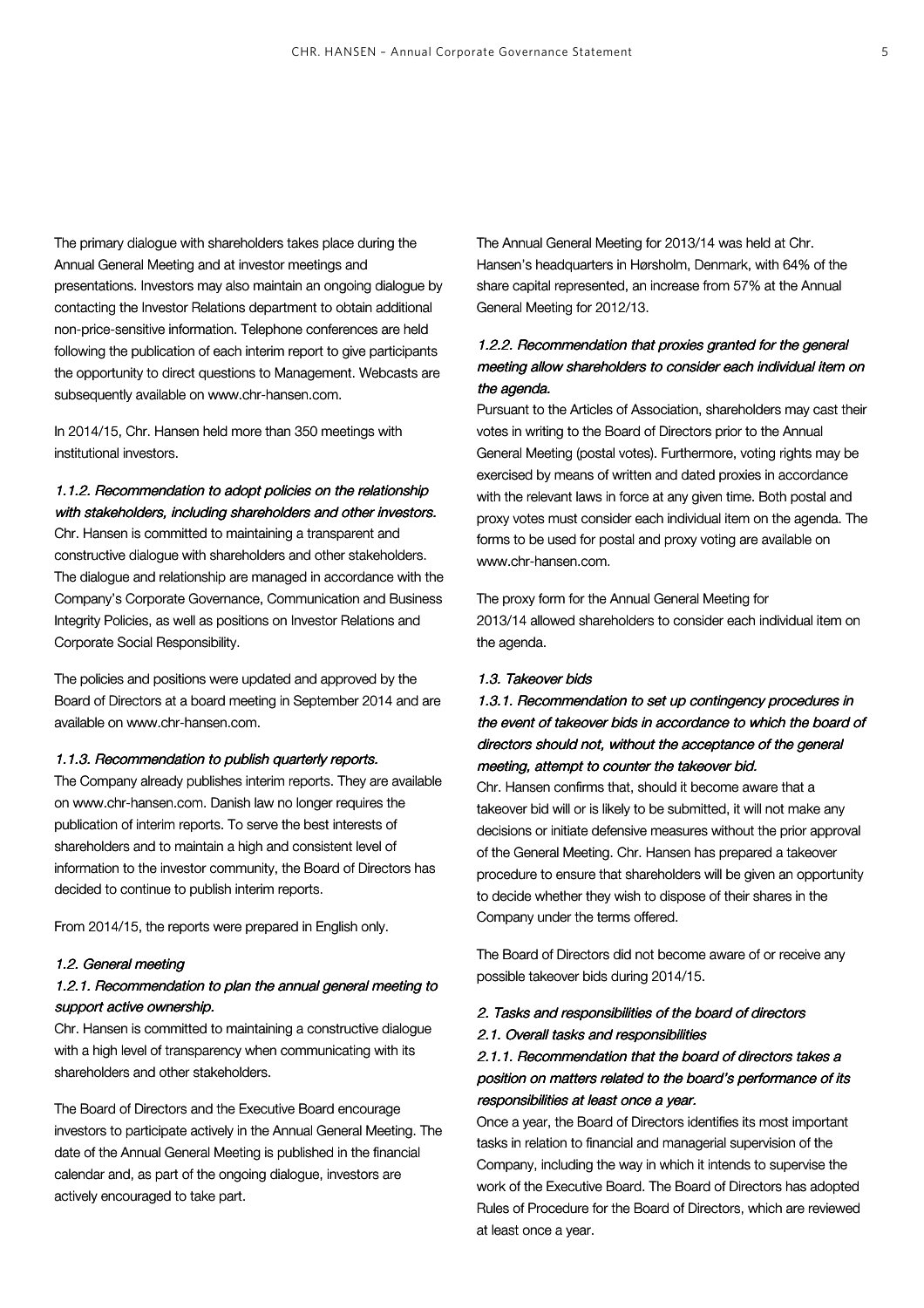The primary dialogue with shareholders takes place during the Annual General Meeting and at investor meetings and presentations. Investors may also maintain an ongoing dialogue by contacting the Investor Relations department to obtain additional non-price-sensitive information. Telephone conferences are held following the publication of each interim report to give participants the opportunity to direct questions to Management. Webcasts are subsequently available on www.chr-hansen.com.

In 2014/15, Chr. Hansen held more than 350 meetings with institutional investors.

*1.1.2. Recommendation to adopt policies on the relationship with stakeholders, including shareholders and other investors.*

Chr. Hansen is committed to maintaining a transparent and constructive dialogue with shareholders and other stakeholders. The dialogue and relationship are managed in accordance with the Company's Corporate Governance, Communication and Business Integrity Policies, as well as positions on Investor Relations and Corporate Social Responsibility.

The policies and positions were updated and approved by the Board of Directors at a board meeting in September 2014 and are available on www.chr-hansen.com.

*1.1.3. Recommendation to publish quarterly reports.*

The Company already publishes interim reports. They are available on www.chr-hansen.com. Danish law no longer requires the publication of interim reports. To serve the best interests of shareholders and to maintain a high and consistent level of information to the investor community, the Board of Directors has decided to continue to publish interim reports.

From 2014/15, the reports were prepared in English only.

*1.2. General meeting*

*1.2.1. Recommendation to plan the annual general meeting to support active ownership.*

Chr. Hansen is committed to maintaining a constructive dialogue with a high level of transparency when communicating with its shareholders and other stakeholders.

The Board of Directors and the Executive Board encourage investors to participate actively in the Annual General Meeting. The date of the Annual General Meeting is published in the financial calendar and, as part of the ongoing dialogue, investors are actively encouraged to take part.

The Annual General Meeting for 2013/14 was held at Chr. Hansen's headquarters in Hørsholm, Denmark, with 64% of the share capital represented, an increase from 57% at the Annual General Meeting for 2012/13.

*1.2.2. Recommendation that proxies granted for the general meeting allow shareholders to consider each individual item on the agenda.*

Pursuant to the Articles of Association, shareholders may cast their votes in writing to the Board of Directors prior to the Annual General Meeting (postal votes). Furthermore, voting rights may be exercised by means of written and dated proxies in accordance with the relevant laws in force at any given time. Both postal and proxy votes must consider each individual item on the agenda. The forms to be used for postal and proxy voting are available on www.chr-hansen.com.

The proxy form for the Annual General Meeting for 2013/14 allowed shareholders to consider each individual item on the agenda.

*1.3. Takeover bids*

*1.3.1. Recommendation to set up contingency procedures in the event of takeover bids in accordance to which the board of directors should not, without the acceptance of the general meeting, attempt to counter the takeover bid.*

Chr. Hansen confirms that, should it become aware that a takeover bid will or is likely to be submitted, it will not make any decisions or initiate defensive measures without the prior approval of the General Meeting. Chr. Hansen has prepared a takeover procedure to ensure that shareholders will be given an opportunity to decide whether they wish to dispose of their shares in the Company under the terms offered.

The Board of Directors did not become aware of or receive any possible takeover bids during 2014/15.

*2. Tasks and responsibilities of the board of directors*

*2.1. Overall tasks and responsibilities*

*2.1.1. Recommendation that the board of directors takes a position on matters related to the board's performance of its responsibilities at least once a year.*

Once a year, the Board of Directors identifies its most important tasks in relation to financial and managerial supervision of the Company, including the way in which it intends to supervise the work of the Executive Board. The Board of Directors has adopted Rules of Procedure for the Board of Directors, which are reviewed at least once a year.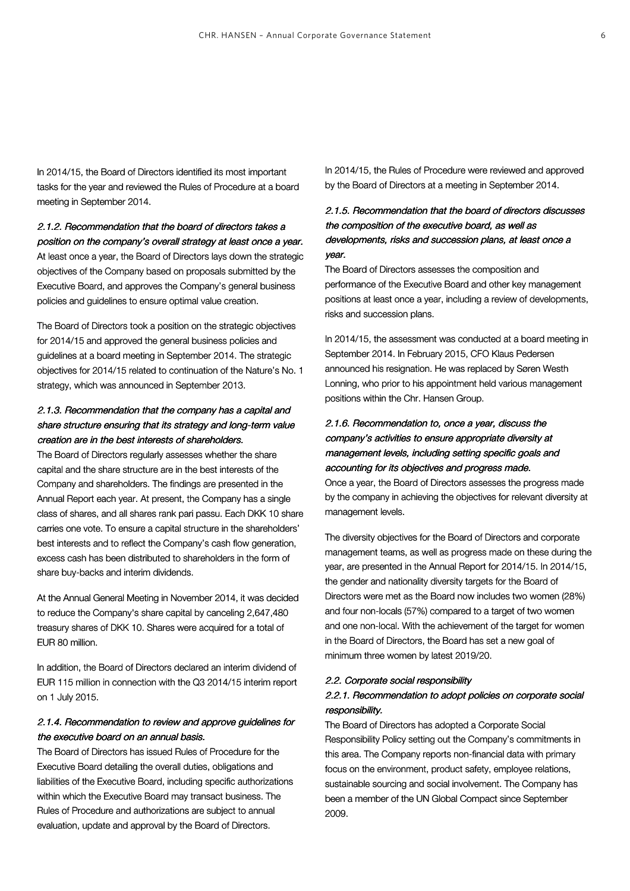In 2014/15, the Board of Directors identified its most important tasks for the year and reviewed the Rules of Procedure at a board meeting in September 2014.

*2.1.2. Recommendation that the board of directors takes a position on the company's overall strategy at least once a year.*

At least once a year, the Board of Directors lays down the strategic objectives of the Company based on proposals submitted by the Executive Board, and approves the Company's general business policies and guidelines to ensure optimal value creation.

The Board of Directors took a position on the strategic objectives for 2014/15 and approved the general business policies and guidelines at a board meeting in September 2014. The strategic objectives for 2014/15 related to continuation of the Nature's No. 1 strategy, which was announced in September 2013.

*2.1.3. Recommendation that the company has a capital and share structure ensuring that its strategy and long-term value creation are in the best interests of shareholders.*

The Board of Directors regularly assesses whether the share capital and the share structure are in the best interests of the Company and shareholders. The findings are presented in the Annual Report each year. At present, the Company has a single class of shares, and all shares rank pari passu. Each DKK 10 share carries one vote. To ensure a capital structure in the shareholders' best interests and to reflect the Company's cash flow generation, excess cash has been distributed to shareholders in the form of share buy-backs and interim dividends.

At the Annual General Meeting in November 2014, it was decided to reduce the Company's share capital by canceling 2,647,480 treasury shares of DKK 10. Shares were acquired for a total of EUR 80 million.

In addition, the Board of Directors declared an interim dividend of EUR 115 million in connection with the Q3 2014/15 interim report on 1 July 2015.

*2.1.4. Recommendation to review and approve guidelines for the executive board on an annual basis.*

The Board of Directors has issued Rules of Procedure for the Executive Board detailing the overall duties, obligations and liabilities of the Executive Board, including specific authorizations within which the Executive Board may transact business. The Rules of Procedure and authorizations are subject to annual evaluation, update and approval by the Board of Directors.

In 2014/15, the Rules of Procedure were reviewed and approved by the Board of Directors at a meeting in September 2014.

*2.1.5. Recommendation that the board of directors discusses the composition of the executive board, as well as developments, risks and succession plans, at least once a year.*

The Board of Directors assesses the composition and performance of the Executive Board and other key management positions at least once a year, including a review of developments, risks and succession plans.

In 2014/15, the assessment was conducted at a board meeting in September 2014. In February 2015, CFO Klaus Pedersen announced his resignation. He was replaced by Søren Westh Lonning, who prior to his appointment held various management positions within the Chr. Hansen Group.

*2.1.6. Recommendation to, once a year, discuss the company's activities to ensure appropriate diversity at management levels, including setting specific goals and accounting for its objectives and progress made.*

Once a year, the Board of Directors assesses the progress made by the company in achieving the objectives for relevant diversity at management levels.

The diversity objectives for the Board of Directors and corporate management teams, as well as progress made on these during the year, are presented in the Annual Report for 2014/15. In 2014/15, the gender and nationality diversity targets for the Board of Directors were met as the Board now includes two women (28%) and four non-locals (57%) compared to a target of two women and one non-local. With the achievement of the target for women in the Board of Directors, the Board has set a new goal of minimum three women by latest 2019/20.

*2.2. Corporate social responsibility*

*2.2.1. Recommendation to adopt policies on corporate social responsibility.*

The Board of Directors has adopted a Corporate Social Responsibility Policy setting out the Company's commitments in this area. The Company reports non-financial data with primary focus on the environment, product safety, employee relations, sustainable sourcing and social involvement. The Company has been a member of the UN Global Compact since September 2009.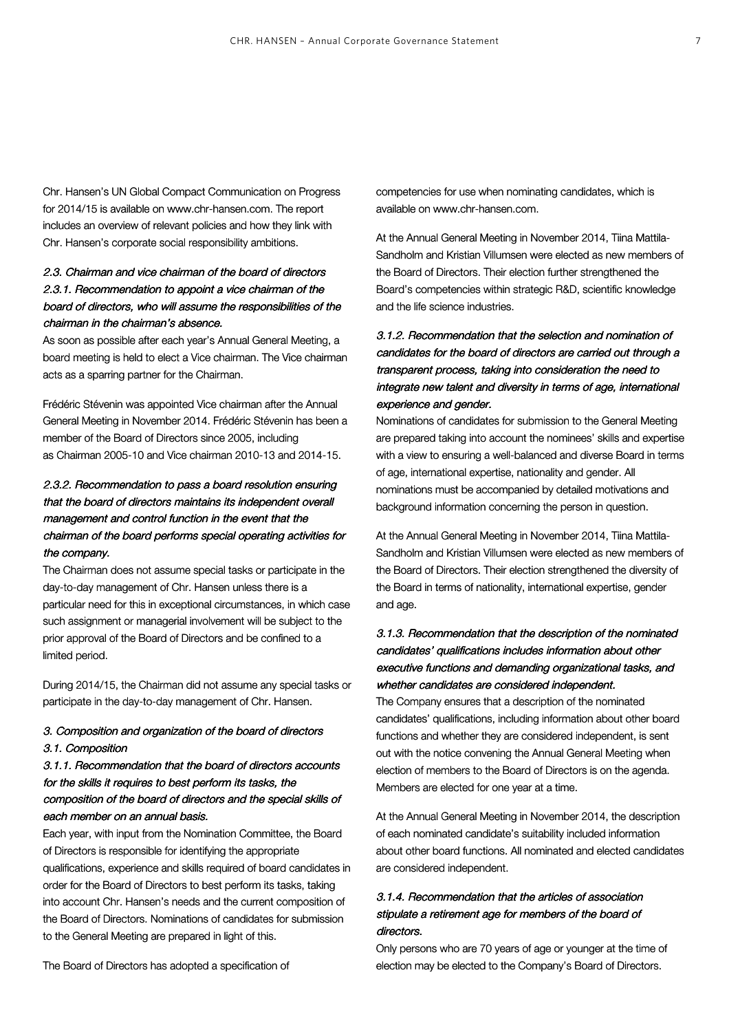Chr. Hansen's UN Global Compact Communication on Progress for 2014/15 is available on www.chr-hansen.com. The report includes an overview of relevant policies and how they link with Chr. Hansen's corporate social responsibility ambitions.

*2.3. Chairman and vice chairman of the board of directors*
*2.3.1. Recommendation to appoint a vice chairman of the board of directors, who will assume the responsibilities of the chairman in the chairman's absence.*

As soon as possible after each year's Annual General Meeting, a board meeting is held to elect a Vice chairman. The Vice chairman acts as a sparring partner for the Chairman.

Frédéric Stévenin was appointed Vice chairman after the Annual General Meeting in November 2014. Frédéric Stévenin has been a member of the Board of Directors since 2005, including as Chairman 2005-10 and Vice chairman 2010-13 and 2014-15.

*2.3.2. Recommendation to pass a board resolution ensuring that the board of directors maintains its independent overall management and control function in the event that the chairman of the board performs special operating activities for the company.*

The Chairman does not assume special tasks or participate in the day-to-day management of Chr. Hansen unless there is a particular need for this in exceptional circumstances, in which case such assignment or managerial involvement will be subject to the prior approval of the Board of Directors and be confined to a limited period.

During 2014/15, the Chairman did not assume any special tasks or participate in the day-to-day management of Chr. Hansen.

*3. Composition and organization of the board of directors*
*3.1. Composition*
*3.1.1. Recommendation that the board of directors accounts for the skills it requires to best perform its tasks, the composition of the board of directors and the special skills of each member on an annual basis.*

Each year, with input from the Nomination Committee, the Board of Directors is responsible for identifying the appropriate qualifications, experience and skills required of board candidates in order for the Board of Directors to best perform its tasks, taking into account Chr. Hansen's needs and the current composition of the Board of Directors. Nominations of candidates for submission to the General Meeting are prepared in light of this.

The Board of Directors has adopted a specification of competencies for use when nominating candidates, which is available on www.chr-hansen.com.

At the Annual General Meeting in November 2014, Tiina Mattila-Sandholm and Kristian Villumsen were elected as new members of the Board of Directors. Their election further strengthened the Board's competencies within strategic R&D, scientific knowledge and the life science industries.

*3.1.2. Recommendation that the selection and nomination of candidates for the board of directors are carried out through a transparent process, taking into consideration the need to integrate new talent and diversity in terms of age, international experience and gender.*

Nominations of candidates for submission to the General Meeting are prepared taking into account the nominees' skills and expertise with a view to ensuring a well-balanced and diverse Board in terms of age, international expertise, nationality and gender. All nominations must be accompanied by detailed motivations and background information concerning the person in question.

At the Annual General Meeting in November 2014, Tiina Mattila-Sandholm and Kristian Villumsen were elected as new members of the Board of Directors. Their election strengthened the diversity of the Board in terms of nationality, international expertise, gender and age.

*3.1.3. Recommendation that the description of the nominated candidates' qualifications includes information about other executive functions and demanding organizational tasks, and whether candidates are considered independent.*

The Company ensures that a description of the nominated candidates' qualifications, including information about other board functions and whether they are considered independent, is sent out with the notice convening the Annual General Meeting when election of members to the Board of Directors is on the agenda. Members are elected for one year at a time.

At the Annual General Meeting in November 2014, the description of each nominated candidate's suitability included information about other board functions. All nominated and elected candidates are considered independent.

*3.1.4. Recommendation that the articles of association stipulate a retirement age for members of the board of directors.*

Only persons who are 70 years of age or younger at the time of election may be elected to the Company's Board of Directors.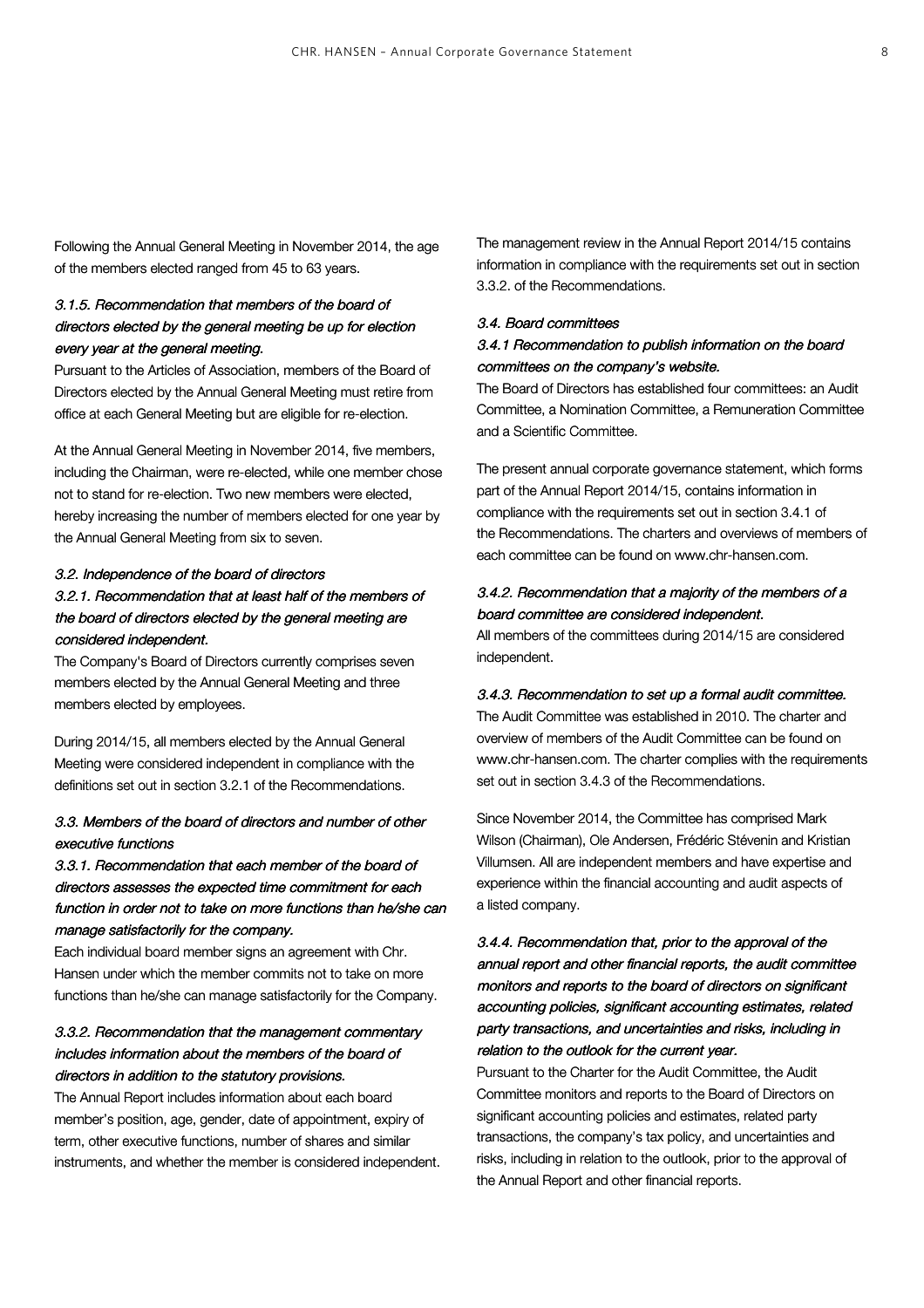Following the Annual General Meeting in November 2014, the age of the members elected ranged from 45 to 63 years.

*3.1.5. Recommendation that members of the board of directors elected by the general meeting be up for election every year at the general meeting.*

Pursuant to the Articles of Association, members of the Board of Directors elected by the Annual General Meeting must retire from office at each General Meeting but are eligible for re-election.

At the Annual General Meeting in November 2014, five members, including the Chairman, were re-elected, while one member chose not to stand for re-election. Two new members were elected, hereby increasing the number of members elected for one year by the Annual General Meeting from six to seven.

*3.2. Independence of the board of directors*

*3.2.1. Recommendation that at least half of the members of the board of directors elected by the general meeting are considered independent.*

The Company's Board of Directors currently comprises seven members elected by the Annual General Meeting and three members elected by employees.

During 2014/15, all members elected by the Annual General Meeting were considered independent in compliance with the definitions set out in section 3.2.1 of the Recommendations.

*3.3. Members of the board of directors and number of other executive functions*

*3.3.1. Recommendation that each member of the board of directors assesses the expected time commitment for each function in order not to take on more functions than he/she can manage satisfactorily for the company.*

Each individual board member signs an agreement with Chr. Hansen under which the member commits not to take on more functions than he/she can manage satisfactorily for the Company.

*3.3.2. Recommendation that the management commentary includes information about the members of the board of directors in addition to the statutory provisions.*

The Annual Report includes information about each board member's position, age, gender, date of appointment, expiry of term, other executive functions, number of shares and similar instruments, and whether the member is considered independent.

The management review in the Annual Report 2014/15 contains information in compliance with the requirements set out in section 3.3.2. of the Recommendations.

*3.4. Board committees*

*3.4.1 Recommendation to publish information on the board committees on the company's website.*

The Board of Directors has established four committees: an Audit Committee, a Nomination Committee, a Remuneration Committee and a Scientific Committee.

The present annual corporate governance statement, which forms part of the Annual Report 2014/15, contains information in compliance with the requirements set out in section 3.4.1 of the Recommendations. The charters and overviews of members of each committee can be found on www.chr-hansen.com.

*3.4.2. Recommendation that a majority of the members of a board committee are considered independent.*

All members of the committees during 2014/15 are considered independent.

*3.4.3. Recommendation to set up a formal audit committee.*

The Audit Committee was established in 2010. The charter and overview of members of the Audit Committee can be found on www.chr-hansen.com. The charter complies with the requirements set out in section 3.4.3 of the Recommendations.

Since November 2014, the Committee has comprised Mark Wilson (Chairman), Ole Andersen, Frédéric Stévenin and Kristian Villumsen. All are independent members and have expertise and experience within the financial accounting and audit aspects of a listed company.

*3.4.4. Recommendation that, prior to the approval of the annual report and other financial reports, the audit committee monitors and reports to the board of directors on significant accounting policies, significant accounting estimates, related party transactions, and uncertainties and risks, including in relation to the outlook for the current year.*

Pursuant to the Charter for the Audit Committee, the Audit Committee monitors and reports to the Board of Directors on significant accounting policies and estimates, related party transactions, the company's tax policy, and uncertainties and risks, including in relation to the outlook, prior to the approval of the Annual Report and other financial reports.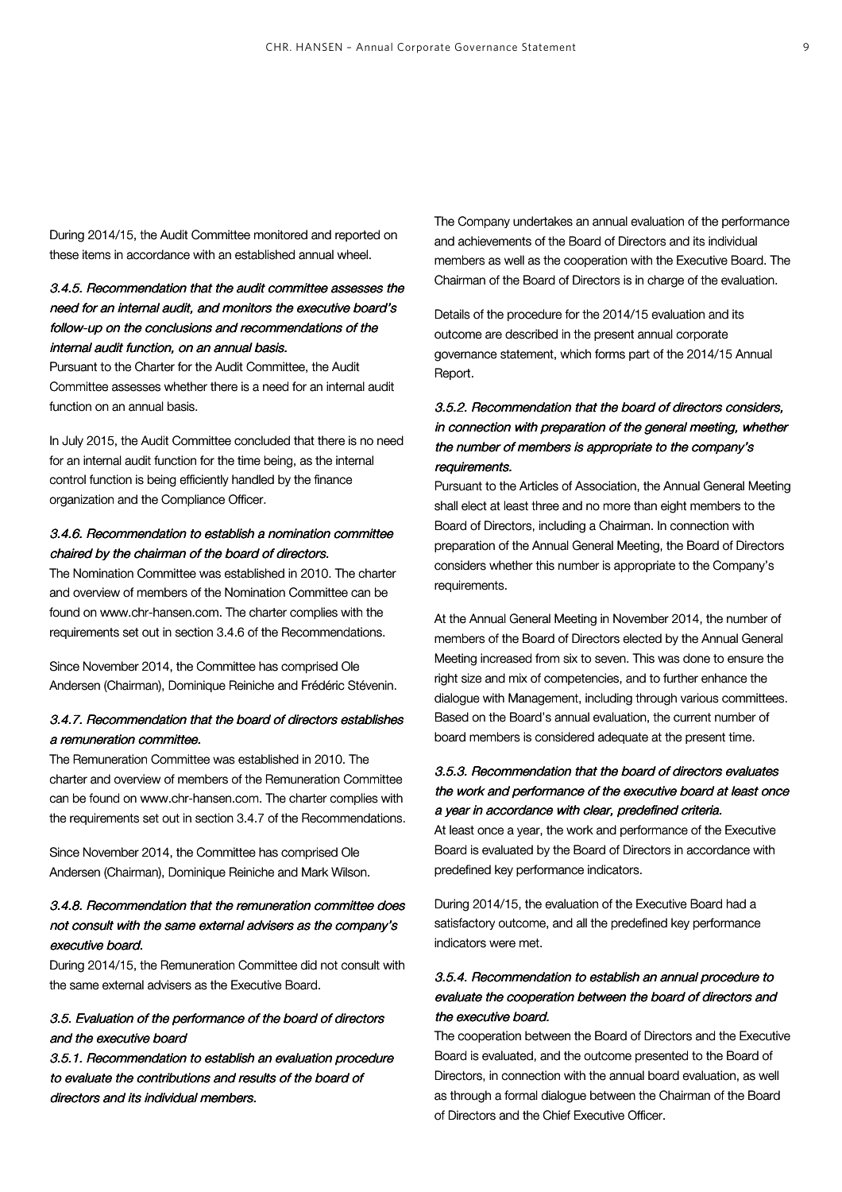During 2014/15, the Audit Committee monitored and reported on these items in accordance with an established annual wheel.

*3.4.5. Recommendation that the audit committee assesses the need for an internal audit, and monitors the executive board's follow-up on the conclusions and recommendations of the internal audit function, on an annual basis.*

Pursuant to the Charter for the Audit Committee, the Audit Committee assesses whether there is a need for an internal audit function on an annual basis.

In July 2015, the Audit Committee concluded that there is no need for an internal audit function for the time being, as the internal control function is being efficiently handled by the finance organization and the Compliance Officer.

*3.4.6. Recommendation to establish a nomination committee chaired by the chairman of the board of directors.*

The Nomination Committee was established in 2010. The charter and overview of members of the Nomination Committee can be found on www.chr-hansen.com. The charter complies with the requirements set out in section 3.4.6 of the Recommendations.

Since November 2014, the Committee has comprised Ole Andersen (Chairman), Dominique Reiniche and Frédéric Stévenin.

*3.4.7. Recommendation that the board of directors establishes a remuneration committee.*

The Remuneration Committee was established in 2010. The charter and overview of members of the Remuneration Committee can be found on www.chr-hansen.com. The charter complies with the requirements set out in section 3.4.7 of the Recommendations.

Since November 2014, the Committee has comprised Ole Andersen (Chairman), Dominique Reiniche and Mark Wilson.

*3.4.8. Recommendation that the remuneration committee does not consult with the same external advisers as the company's executive board.*

During 2014/15, the Remuneration Committee did not consult with the same external advisers as the Executive Board.

*3.5. Evaluation of the performance of the board of directors and the executive board*

*3.5.1. Recommendation to establish an evaluation procedure to evaluate the contributions and results of the board of directors and its individual members.*

The Company undertakes an annual evaluation of the performance and achievements of the Board of Directors and its individual members as well as the cooperation with the Executive Board. The Chairman of the Board of Directors is in charge of the evaluation.

Details of the procedure for the 2014/15 evaluation and its outcome are described in the present annual corporate governance statement, which forms part of the 2014/15 Annual Report.

*3.5.2. Recommendation that the board of directors considers, in connection with preparation of the general meeting, whether the number of members is appropriate to the company's requirements.*

Pursuant to the Articles of Association, the Annual General Meeting shall elect at least three and no more than eight members to the Board of Directors, including a Chairman. In connection with preparation of the Annual General Meeting, the Board of Directors considers whether this number is appropriate to the Company's requirements.

At the Annual General Meeting in November 2014, the number of members of the Board of Directors elected by the Annual General Meeting increased from six to seven. This was done to ensure the right size and mix of competencies, and to further enhance the dialogue with Management, including through various committees. Based on the Board's annual evaluation, the current number of board members is considered adequate at the present time.

*3.5.3. Recommendation that the board of directors evaluates the work and performance of the executive board at least once a year in accordance with clear, predefined criteria.*

At least once a year, the work and performance of the Executive Board is evaluated by the Board of Directors in accordance with predefined key performance indicators.

During 2014/15, the evaluation of the Executive Board had a satisfactory outcome, and all the predefined key performance indicators were met.

*3.5.4. Recommendation to establish an annual procedure to evaluate the cooperation between the board of directors and the executive board.*

The cooperation between the Board of Directors and the Executive Board is evaluated, and the outcome presented to the Board of Directors, in connection with the annual board evaluation, as well as through a formal dialogue between the Chairman of the Board of Directors and the Chief Executive Officer.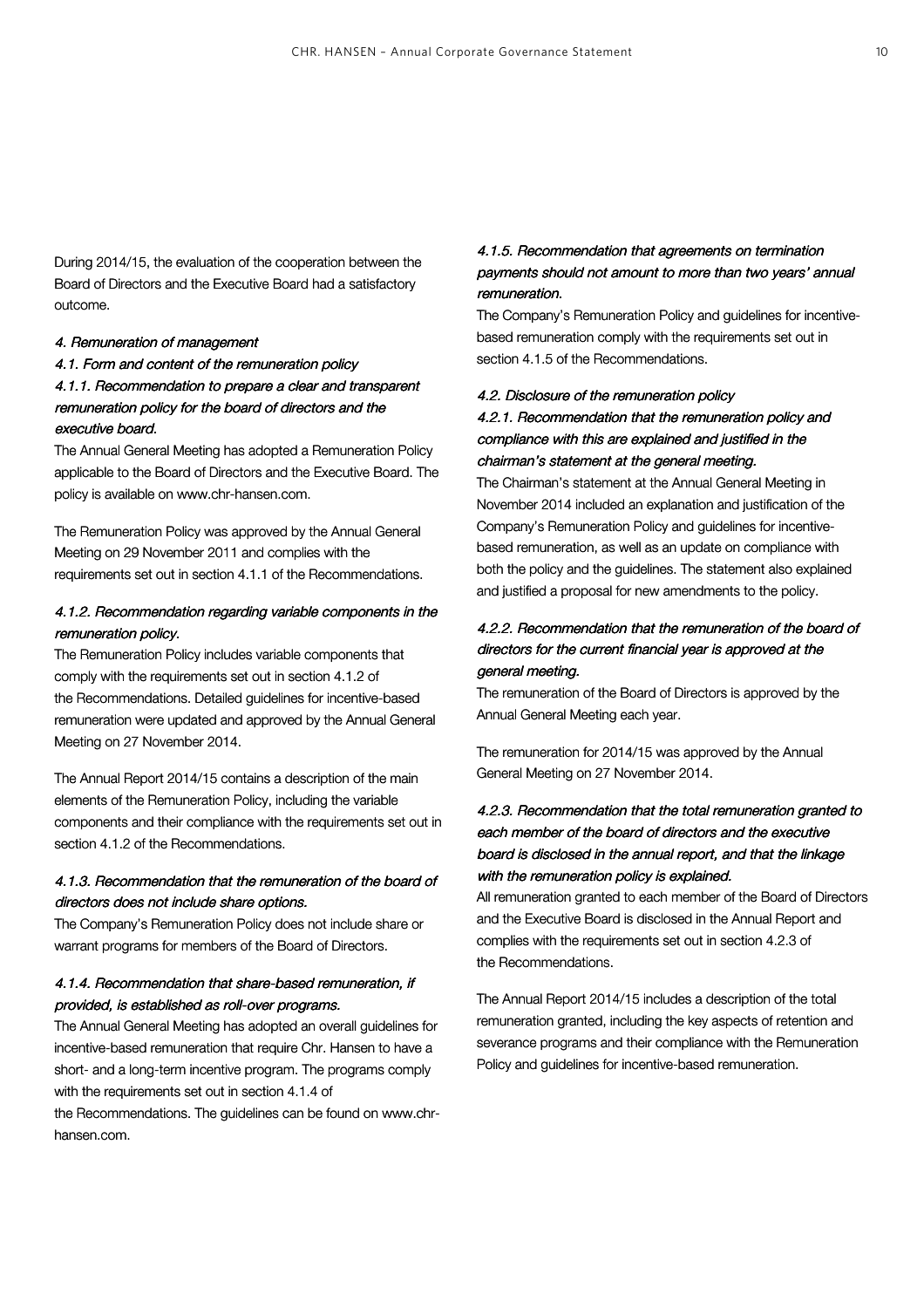During 2014/15, the evaluation of the cooperation between the Board of Directors and the Executive Board had a satisfactory outcome.

*4. Remuneration of management*

*4.1. Form and content of the remuneration policy*

*4.1.1. Recommendation to prepare a clear and transparent remuneration policy for the board of directors and the executive board.*

The Annual General Meeting has adopted a Remuneration Policy applicable to the Board of Directors and the Executive Board. The policy is available on www.chr-hansen.com.

The Remuneration Policy was approved by the Annual General Meeting on 29 November 2011 and complies with the requirements set out in section 4.1.1 of the Recommendations.

*4.1.2. Recommendation regarding variable components in the remuneration policy.*

The Remuneration Policy includes variable components that comply with the requirements set out in section 4.1.2 of the Recommendations. Detailed guidelines for incentive-based remuneration were updated and approved by the Annual General Meeting on 27 November 2014.

The Annual Report 2014/15 contains a description of the main elements of the Remuneration Policy, including the variable components and their compliance with the requirements set out in section 4.1.2 of the Recommendations.

*4.1.3. Recommendation that the remuneration of the board of directors does not include share options.*

The Company's Remuneration Policy does not include share or warrant programs for members of the Board of Directors.

*4.1.4. Recommendation that share-based remuneration, if provided, is established as roll-over programs.*

The Annual General Meeting has adopted an overall guidelines for incentive-based remuneration that require Chr. Hansen to have a short- and a long-term incentive program. The programs comply with the requirements set out in section 4.1.4 of the Recommendations. The guidelines can be found on www.chr-hansen.com.

*4.1.5. Recommendation that agreements on termination payments should not amount to more than two years' annual remuneration.*

The Company's Remuneration Policy and guidelines for incentive-based remuneration comply with the requirements set out in section 4.1.5 of the Recommendations.

*4.2. Disclosure of the remuneration policy*

*4.2.1. Recommendation that the remuneration policy and compliance with this are explained and justified in the chairman's statement at the general meeting.*

The Chairman's statement at the Annual General Meeting in November 2014 included an explanation and justification of the Company's Remuneration Policy and guidelines for incentive-based remuneration, as well as an update on compliance with both the policy and the guidelines. The statement also explained and justified a proposal for new amendments to the policy.

*4.2.2. Recommendation that the remuneration of the board of directors for the current financial year is approved at the general meeting.*

The remuneration of the Board of Directors is approved by the Annual General Meeting each year.

The remuneration for 2014/15 was approved by the Annual General Meeting on 27 November 2014.

*4.2.3. Recommendation that the total remuneration granted to each member of the board of directors and the executive board is disclosed in the annual report, and that the linkage with the remuneration policy is explained.*

All remuneration granted to each member of the Board of Directors and the Executive Board is disclosed in the Annual Report and complies with the requirements set out in section 4.2.3 of the Recommendations.

The Annual Report 2014/15 includes a description of the total remuneration granted, including the key aspects of retention and severance programs and their compliance with the Remuneration Policy and guidelines for incentive-based remuneration.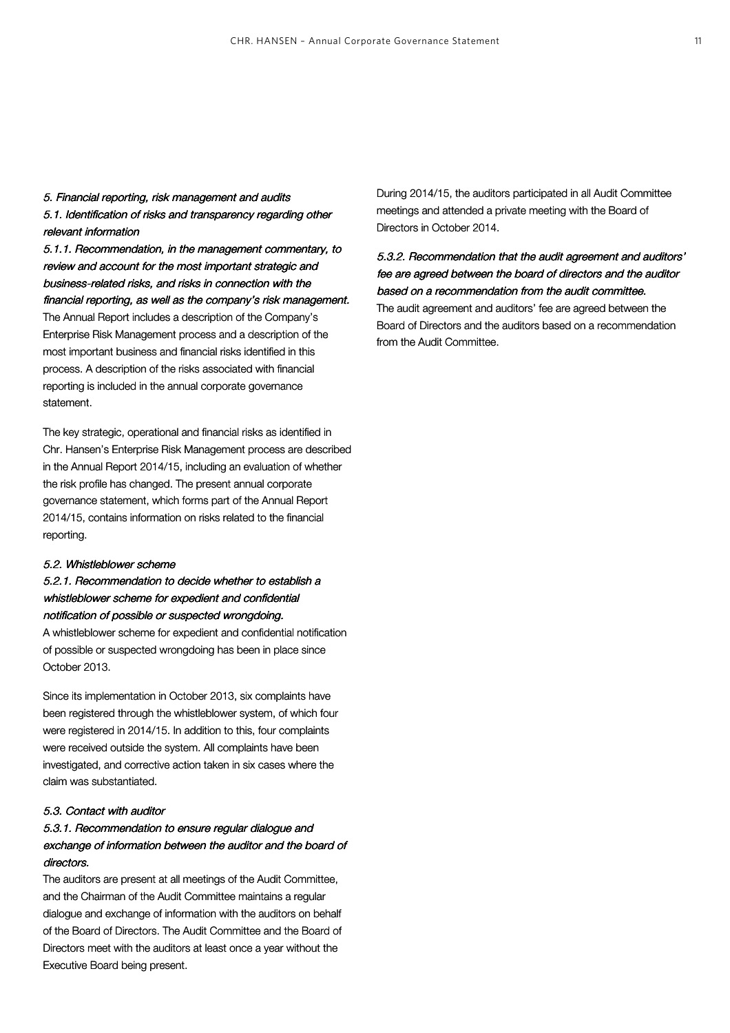*5. Financial reporting, risk management and audits*

*5.1. Identification of risks and transparency regarding other relevant information*

*5.1.1. Recommendation, in the management commentary, to review and account for the most important strategic and business-related risks, and risks in connection with the financial reporting, as well as the company's risk management.*

The Annual Report includes a description of the Company's Enterprise Risk Management process and a description of the most important business and financial risks identified in this process. A description of the risks associated with financial reporting is included in the annual corporate governance statement.

The key strategic, operational and financial risks as identified in Chr. Hansen's Enterprise Risk Management process are described in the Annual Report 2014/15, including an evaluation of whether the risk profile has changed. The present annual corporate governance statement, which forms part of the Annual Report 2014/15, contains information on risks related to the financial reporting.

*5.2. Whistleblower scheme*

*5.2.1. Recommendation to decide whether to establish a whistleblower scheme for expedient and confidential notification of possible or suspected wrongdoing.*

A whistleblower scheme for expedient and confidential notification of possible or suspected wrongdoing has been in place since October 2013.

Since its implementation in October 2013, six complaints have been registered through the whistleblower system, of which four were registered in 2014/15. In addition to this, four complaints were received outside the system. All complaints have been investigated, and corrective action taken in six cases where the claim was substantiated.

*5.3. Contact with auditor*

*5.3.1. Recommendation to ensure regular dialogue and exchange of information between the auditor and the board of directors.*

The auditors are present at all meetings of the Audit Committee, and the Chairman of the Audit Committee maintains a regular dialogue and exchange of information with the auditors on behalf of the Board of Directors. The Audit Committee and the Board of Directors meet with the auditors at least once a year without the Executive Board being present.

During 2014/15, the auditors participated in all Audit Committee meetings and attended a private meeting with the Board of Directors in October 2014.

*5.3.2. Recommendation that the audit agreement and auditors' fee are agreed between the board of directors and the auditor based on a recommendation from the audit committee.*

The audit agreement and auditors' fee are agreed between the Board of Directors and the auditors based on a recommendation from the Audit Committee.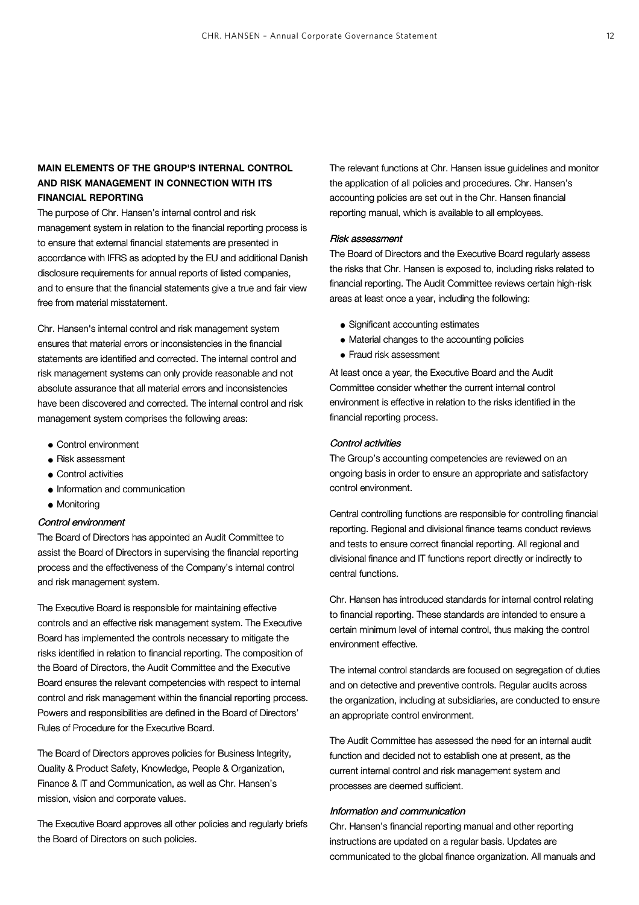## MAIN ELEMENTS OF THE GROUP'S INTERNAL CONTROL AND RISK MANAGEMENT IN CONNECTION WITH ITS FINANCIAL REPORTING

The purpose of Chr. Hansen's internal control and risk management system in relation to the financial reporting process is to ensure that external financial statements are presented in accordance with IFRS as adopted by the EU and additional Danish disclosure requirements for annual reports of listed companies, and to ensure that the financial statements give a true and fair view free from material misstatement.

Chr. Hansen's internal control and risk management system ensures that material errors or inconsistencies in the financial statements are identified and corrected. The internal control and risk management systems can only provide reasonable and not absolute assurance that all material errors and inconsistencies have been discovered and corrected. The internal control and risk management system comprises the following areas:

- Control environment
- Risk assessment
- Control activities
- Information and communication
- Monitoring

### *Control environment*

The Board of Directors has appointed an Audit Committee to assist the Board of Directors in supervising the financial reporting process and the effectiveness of the Company's internal control and risk management system.

The Executive Board is responsible for maintaining effective controls and an effective risk management system. The Executive Board has implemented the controls necessary to mitigate the risks identified in relation to financial reporting. The composition of the Board of Directors, the Audit Committee and the Executive Board ensures the relevant competencies with respect to internal control and risk management within the financial reporting process. Powers and responsibilities are defined in the Board of Directors' Rules of Procedure for the Executive Board.

The Board of Directors approves policies for Business Integrity, Quality & Product Safety, Knowledge, People & Organization, Finance & IT and Communication, as well as Chr. Hansen's mission, vision and corporate values.

The Executive Board approves all other policies and regularly briefs the Board of Directors on such policies.

The relevant functions at Chr. Hansen issue guidelines and monitor the application of all policies and procedures. Chr. Hansen's accounting policies are set out in the Chr. Hansen financial reporting manual, which is available to all employees.

### *Risk assessment*

The Board of Directors and the Executive Board regularly assess the risks that Chr. Hansen is exposed to, including risks related to financial reporting. The Audit Committee reviews certain high-risk areas at least once a year, including the following:

- Significant accounting estimates
- Material changes to the accounting policies
- Fraud risk assessment

At least once a year, the Executive Board and the Audit Committee consider whether the current internal control environment is effective in relation to the risks identified in the financial reporting process.

### *Control activities*

The Group's accounting competencies are reviewed on an ongoing basis in order to ensure an appropriate and satisfactory control environment.

Central controlling functions are responsible for controlling financial reporting. Regional and divisional finance teams conduct reviews and tests to ensure correct financial reporting. All regional and divisional finance and IT functions report directly or indirectly to central functions.

Chr. Hansen has introduced standards for internal control relating to financial reporting. These standards are intended to ensure a certain minimum level of internal control, thus making the control environment effective.

The internal control standards are focused on segregation of duties and on detective and preventive controls. Regular audits across the organization, including at subsidiaries, are conducted to ensure an appropriate control environment.

The Audit Committee has assessed the need for an internal audit function and decided not to establish one at present, as the current internal control and risk management system and processes are deemed sufficient.

### *Information and communication*

Chr. Hansen's financial reporting manual and other reporting instructions are updated on a regular basis. Updates are communicated to the global finance organization. All manuals and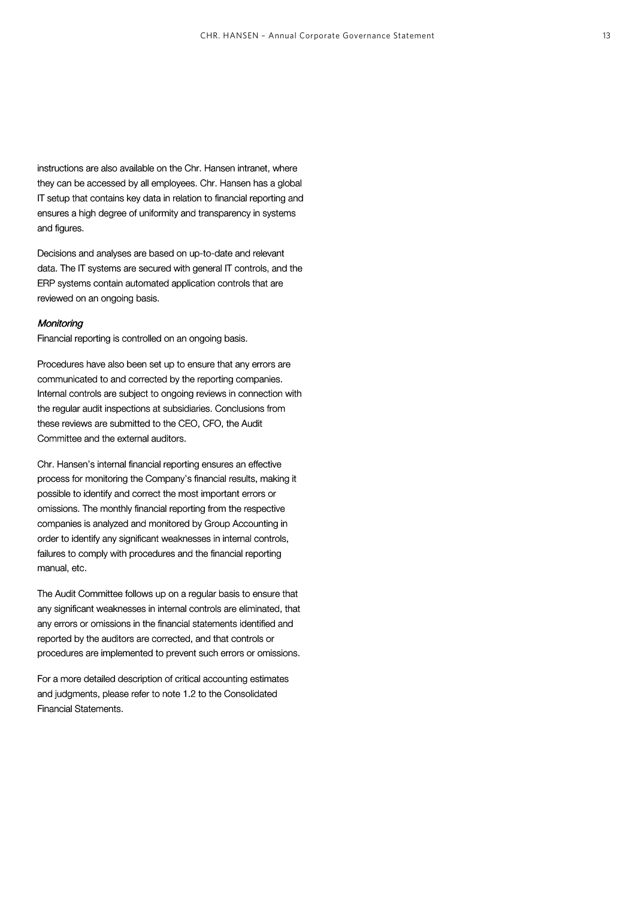instructions are also available on the Chr. Hansen intranet, where they can be accessed by all employees. Chr. Hansen has a global IT setup that contains key data in relation to financial reporting and ensures a high degree of uniformity and transparency in systems and figures.

Decisions and analyses are based on up-to-date and relevant data. The IT systems are secured with general IT controls, and the ERP systems contain automated application controls that are reviewed on an ongoing basis.

*Monitoring*

Financial reporting is controlled on an ongoing basis.

Procedures have also been set up to ensure that any errors are communicated to and corrected by the reporting companies. Internal controls are subject to ongoing reviews in connection with the regular audit inspections at subsidiaries. Conclusions from these reviews are submitted to the CEO, CFO, the Audit Committee and the external auditors.

Chr. Hansen's internal financial reporting ensures an effective process for monitoring the Company's financial results, making it possible to identify and correct the most important errors or omissions. The monthly financial reporting from the respective companies is analyzed and monitored by Group Accounting in order to identify any significant weaknesses in internal controls, failures to comply with procedures and the financial reporting manual, etc.

The Audit Committee follows up on a regular basis to ensure that any significant weaknesses in internal controls are eliminated, that any errors or omissions in the financial statements identified and reported by the auditors are corrected, and that controls or procedures are implemented to prevent such errors or omissions.

For a more detailed description of critical accounting estimates and judgments, please refer to note 1.2 to the Consolidated Financial Statements.